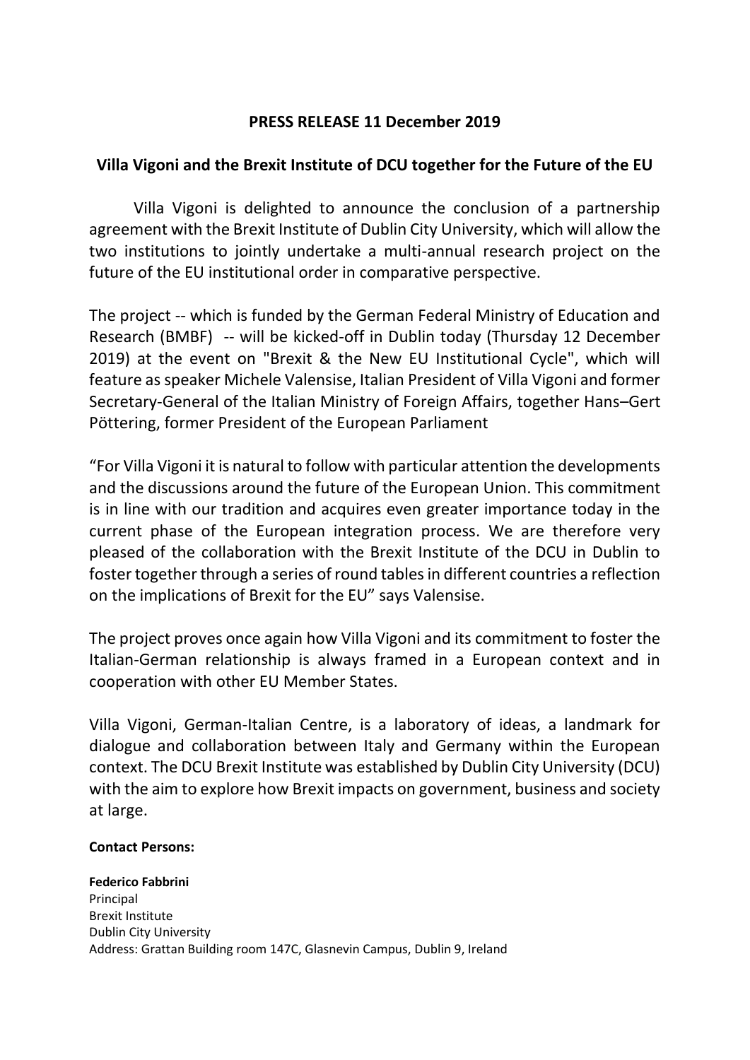**PRESS RELEASE 11 December 2019**

**Villa Vigoni and the Brexit Institute of DCU together for the Future of the EU**

Villa Vigoni is delighted to announce the conclusion of a partnership agreement with the Brexit Institute of Dublin City University, which will allow the two institutions to jointly undertake a multi-annual research project on the future of the EU institutional order in comparative perspective.

The project -- which is funded by the German Federal Ministry of Education and Research (BMBF) -- will be kicked-off in Dublin today (Thursday 12 December 2019) at the event on "Brexit & the New EU Institutional Cycle", which will feature as speaker Michele Valensise, Italian President of Villa Vigoni and former Secretary-General of the Italian Ministry of Foreign Affairs, together Hans–Gert Pöttering, former President of the European Parliament

"For Villa Vigoni it is natural to follow with particular attention the developments and the discussions around the future of the European Union. This commitment is in line with our tradition and acquires even greater importance today in the current phase of the European integration process. We are therefore very pleased of the collaboration with the Brexit Institute of the DCU in Dublin to foster together through a series of round tables in different countries a reflection on the implications of Brexit for the EU" says Valensise.

The project proves once again how Villa Vigoni and its commitment to foster the Italian-German relationship is always framed in a European context and in cooperation with other EU Member States.

Villa Vigoni, German-Italian Centre, is a laboratory of ideas, a landmark for dialogue and collaboration between Italy and Germany within the European context. The DCU Brexit Institute was established by Dublin City University (DCU) with the aim to explore how Brexit impacts on government, business and society at large.

**Contact Persons:**

**Federico Fabbrini**
Principal
Brexit Institute
Dublin City University
Address: Grattan Building room 147C, Glasnevin Campus, Dublin 9, Ireland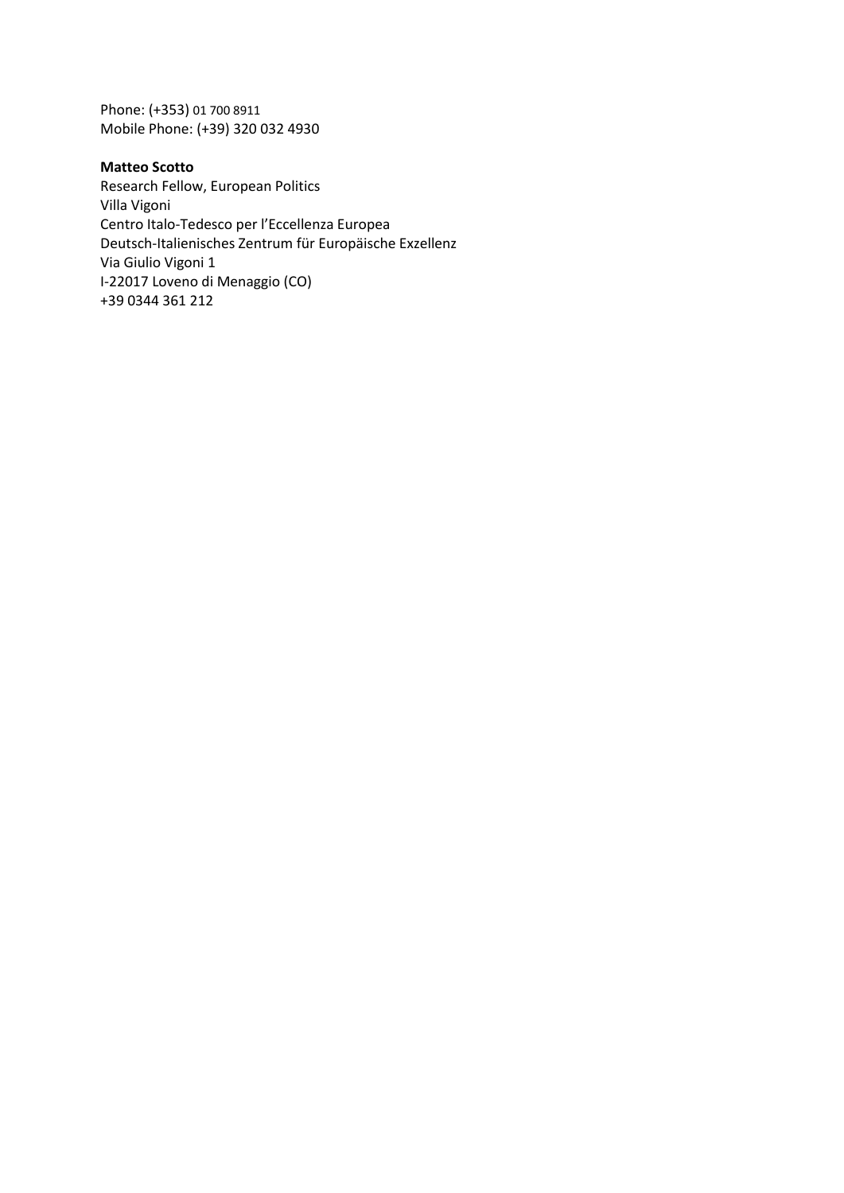Phone: (+353) 01 700 8911
Mobile Phone: (+39) 320 032 4930

**Matteo Scotto**
Research Fellow, European Politics
Villa Vigoni
Centro Italo-Tedesco per l'Eccellenza Europea
Deutsch-Italienisches Zentrum für Europäische Exzellenz
Via Giulio Vigoni 1
I-22017 Loveno di Menaggio (CO)
+39 0344 361 212